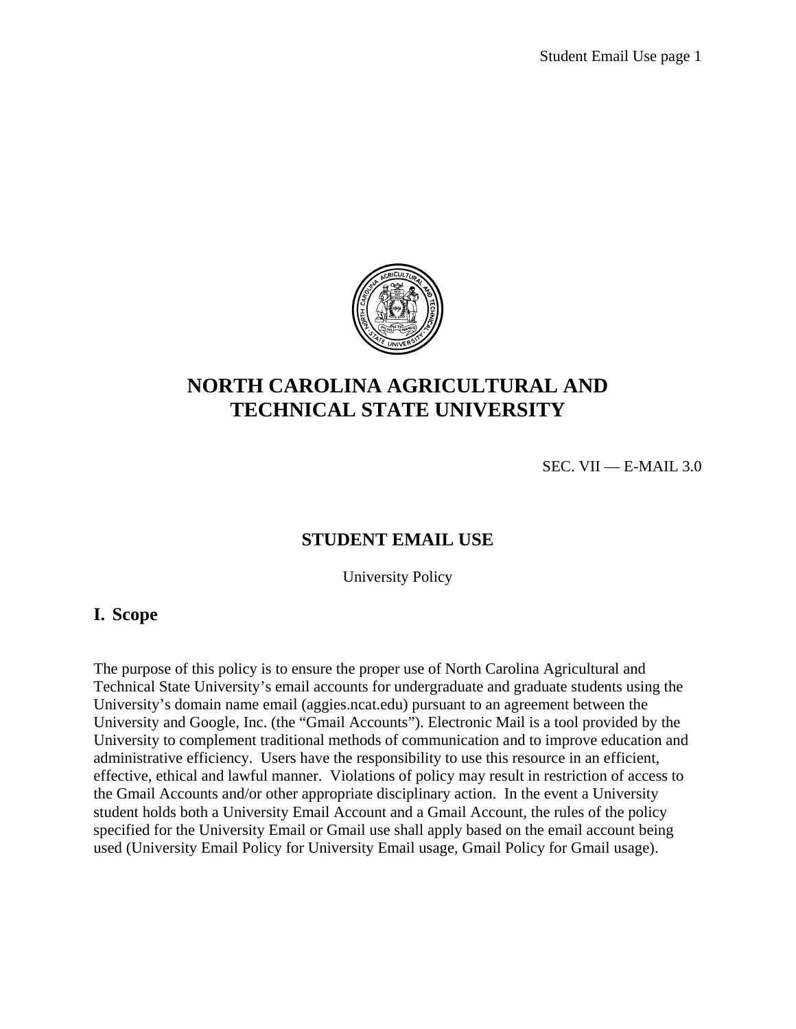# NORTH CAROLINA AGRICULTURAL AND TECHNICAL STATE UNIVERSITY

SEC. VII — E-MAIL 3.0

## STUDENT EMAIL USE

University Policy

### I. Scope

The purpose of this policy is to ensure the proper use of North Carolina Agricultural and Technical State University's email accounts for undergraduate and graduate students using the University's domain name email (aggies.ncat.edu) pursuant to an agreement between the University and Google, Inc. (the "Gmail Accounts"). Electronic Mail is a tool provided by the University to complement traditional methods of communication and to improve education and administrative efficiency. Users have the responsibility to use this resource in an efficient, effective, ethical and lawful manner. Violations of policy may result in restriction of access to the Gmail Accounts and/or other appropriate disciplinary action. In the event a University student holds both a University Email Account and a Gmail Account, the rules of the policy specified for the University Email or Gmail use shall apply based on the email account being used (University Email Policy for University Email usage, Gmail Policy for Gmail usage).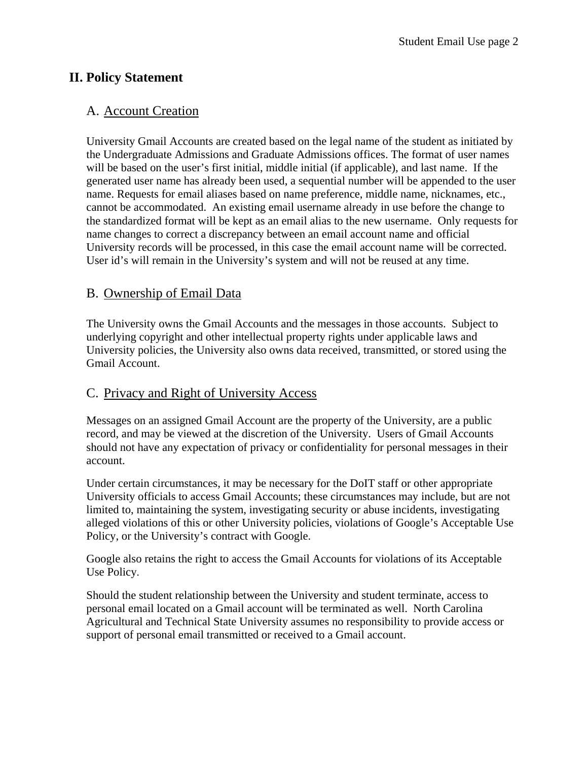## II. Policy Statement

### A. Account Creation

University Gmail Accounts are created based on the legal name of the student as initiated by the Undergraduate Admissions and Graduate Admissions offices. The format of user names will be based on the user's first initial, middle initial (if applicable), and last name. If the generated user name has already been used, a sequential number will be appended to the user name. Requests for email aliases based on name preference, middle name, nicknames, etc., cannot be accommodated. An existing email username already in use before the change to the standardized format will be kept as an email alias to the new username. Only requests for name changes to correct a discrepancy between an email account name and official University records will be processed, in this case the email account name will be corrected. User id's will remain in the University's system and will not be reused at any time.

### B. Ownership of Email Data

The University owns the Gmail Accounts and the messages in those accounts. Subject to underlying copyright and other intellectual property rights under applicable laws and University policies, the University also owns data received, transmitted, or stored using the Gmail Account.

### C. Privacy and Right of University Access

Messages on an assigned Gmail Account are the property of the University, are a public record, and may be viewed at the discretion of the University. Users of Gmail Accounts should not have any expectation of privacy or confidentiality for personal messages in their account.

Under certain circumstances, it may be necessary for the DoIT staff or other appropriate University officials to access Gmail Accounts; these circumstances may include, but are not limited to, maintaining the system, investigating security or abuse incidents, investigating alleged violations of this or other University policies, violations of Google's Acceptable Use Policy, or the University's contract with Google.

Google also retains the right to access the Gmail Accounts for violations of its Acceptable Use Policy.

Should the student relationship between the University and student terminate, access to personal email located on a Gmail account will be terminated as well. North Carolina Agricultural and Technical State University assumes no responsibility to provide access or support of personal email transmitted or received to a Gmail account.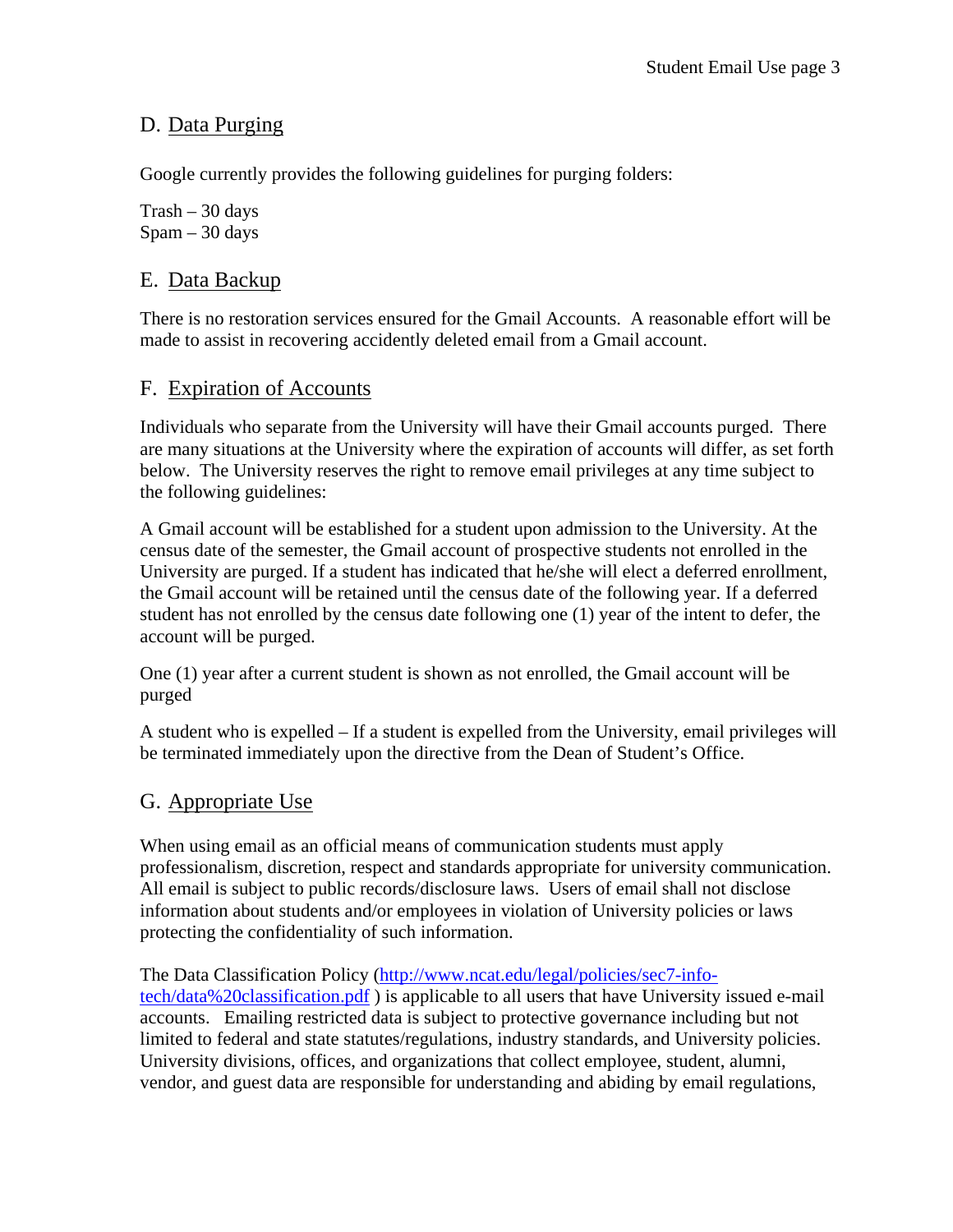## D. Data Purging

Google currently provides the following guidelines for purging folders:

Trash – 30 days
Spam – 30 days

## E. Data Backup

There is no restoration services ensured for the Gmail Accounts. A reasonable effort will be made to assist in recovering accidently deleted email from a Gmail account.

## F. Expiration of Accounts

Individuals who separate from the University will have their Gmail accounts purged. There are many situations at the University where the expiration of accounts will differ, as set forth below. The University reserves the right to remove email privileges at any time subject to the following guidelines:

A Gmail account will be established for a student upon admission to the University. At the census date of the semester, the Gmail account of prospective students not enrolled in the University are purged. If a student has indicated that he/she will elect a deferred enrollment, the Gmail account will be retained until the census date of the following year. If a deferred student has not enrolled by the census date following one (1) year of the intent to defer, the account will be purged.

One (1) year after a current student is shown as not enrolled, the Gmail account will be purged

A student who is expelled – If a student is expelled from the University, email privileges will be terminated immediately upon the directive from the Dean of Student's Office.

## G. Appropriate Use

When using email as an official means of communication students must apply professionalism, discretion, respect and standards appropriate for university communication. All email is subject to public records/disclosure laws. Users of email shall not disclose information about students and/or employees in violation of University policies or laws protecting the confidentiality of such information.

The Data Classification Policy ([http://www.ncat.edu/legal/policies/sec7-info-tech/data%20classification.pdf](http://www.ncat.edu/legal/policies/sec7-info-tech/data%20classification.pdf) ) is applicable to all users that have University issued e-mail accounts. Emailing restricted data is subject to protective governance including but not limited to federal and state statutes/regulations, industry standards, and University policies. University divisions, offices, and organizations that collect employee, student, alumni, vendor, and guest data are responsible for understanding and abiding by email regulations,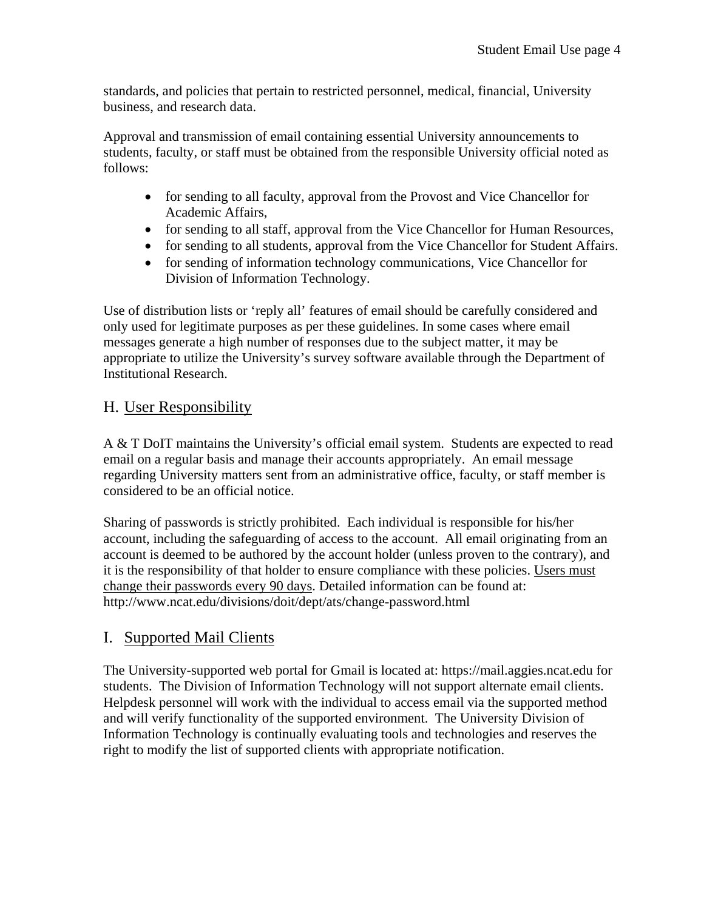standards, and policies that pertain to restricted personnel, medical, financial, University business, and research data.

Approval and transmission of email containing essential University announcements to students, faculty, or staff must be obtained from the responsible University official noted as follows:

- for sending to all faculty, approval from the Provost and Vice Chancellor for Academic Affairs,
- for sending to all staff, approval from the Vice Chancellor for Human Resources,
- for sending to all students, approval from the Vice Chancellor for Student Affairs.
- for sending of information technology communications, Vice Chancellor for Division of Information Technology.

Use of distribution lists or 'reply all' features of email should be carefully considered and only used for legitimate purposes as per these guidelines. In some cases where email messages generate a high number of responses due to the subject matter, it may be appropriate to utilize the University's survey software available through the Department of Institutional Research.

## H. User Responsibility

A & T DoIT maintains the University's official email system. Students are expected to read email on a regular basis and manage their accounts appropriately. An email message regarding University matters sent from an administrative office, faculty, or staff member is considered to be an official notice.

Sharing of passwords is strictly prohibited. Each individual is responsible for his/her account, including the safeguarding of access to the account. All email originating from an account is deemed to be authored by the account holder (unless proven to the contrary), and it is the responsibility of that holder to ensure compliance with these policies. <u>Users must change their passwords every 90 days</u>. Detailed information can be found at: http://www.ncat.edu/divisions/doit/dept/ats/change-password.html

## I. Supported Mail Clients

The University-supported web portal for Gmail is located at: https://mail.aggies.ncat.edu for students. The Division of Information Technology will not support alternate email clients. Helpdesk personnel will work with the individual to access email via the supported method and will verify functionality of the supported environment. The University Division of Information Technology is continually evaluating tools and technologies and reserves the right to modify the list of supported clients with appropriate notification.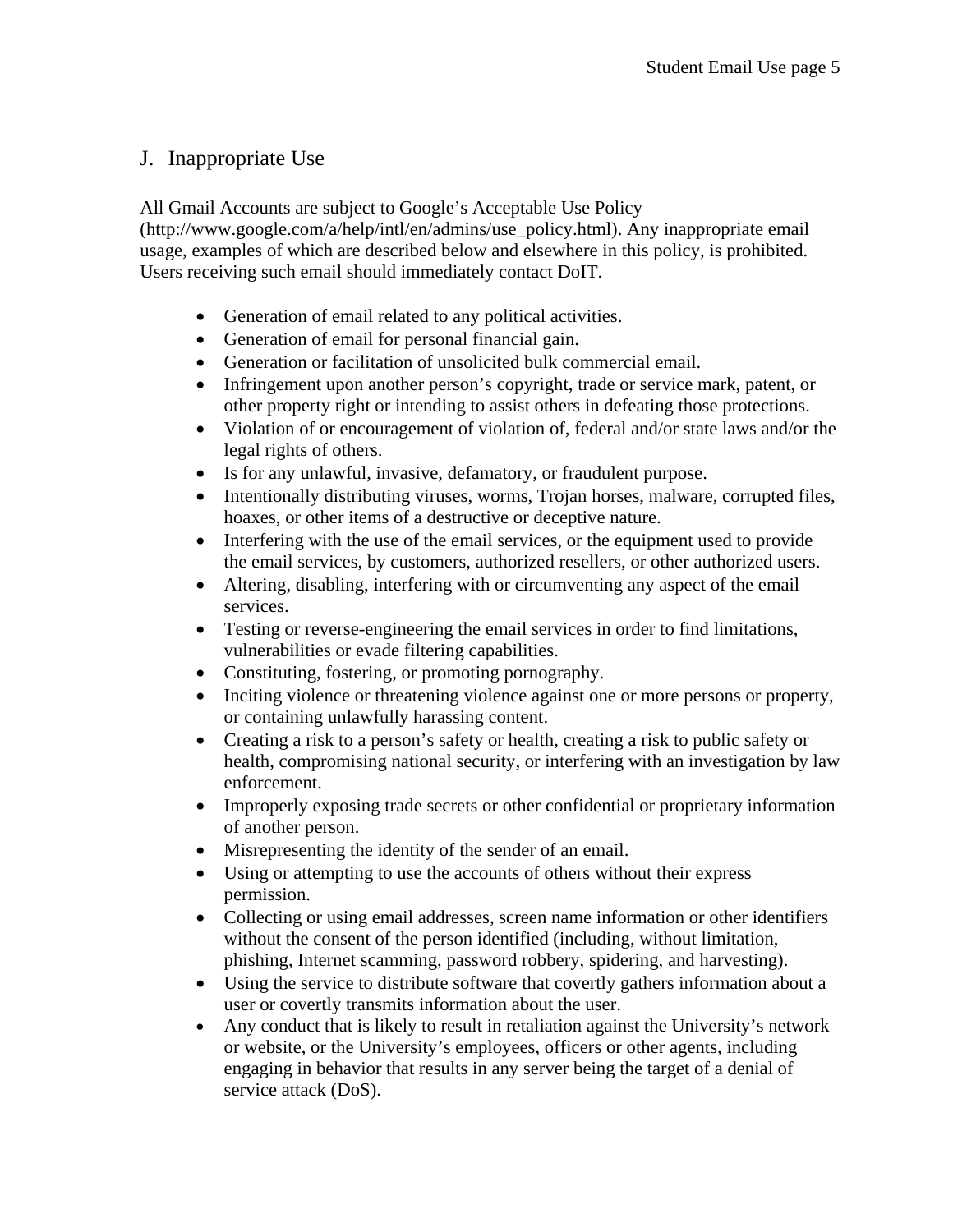## J. Inappropriate Use

All Gmail Accounts are subject to Google's Acceptable Use Policy (http://www.google.com/a/help/intl/en/admins/use_policy.html). Any inappropriate email usage, examples of which are described below and elsewhere in this policy, is prohibited. Users receiving such email should immediately contact DoIT.

- Generation of email related to any political activities.
- Generation of email for personal financial gain.
- Generation or facilitation of unsolicited bulk commercial email.
- Infringement upon another person's copyright, trade or service mark, patent, or other property right or intending to assist others in defeating those protections.
- Violation of or encouragement of violation of, federal and/or state laws and/or the legal rights of others.
- Is for any unlawful, invasive, defamatory, or fraudulent purpose.
- Intentionally distributing viruses, worms, Trojan horses, malware, corrupted files, hoaxes, or other items of a destructive or deceptive nature.
- Interfering with the use of the email services, or the equipment used to provide the email services, by customers, authorized resellers, or other authorized users.
- Altering, disabling, interfering with or circumventing any aspect of the email services.
- Testing or reverse-engineering the email services in order to find limitations, vulnerabilities or evade filtering capabilities.
- Constituting, fostering, or promoting pornography.
- Inciting violence or threatening violence against one or more persons or property, or containing unlawfully harassing content.
- Creating a risk to a person's safety or health, creating a risk to public safety or health, compromising national security, or interfering with an investigation by law enforcement.
- Improperly exposing trade secrets or other confidential or proprietary information of another person.
- Misrepresenting the identity of the sender of an email.
- Using or attempting to use the accounts of others without their express permission.
- Collecting or using email addresses, screen name information or other identifiers without the consent of the person identified (including, without limitation, phishing, Internet scamming, password robbery, spidering, and harvesting).
- Using the service to distribute software that covertly gathers information about a user or covertly transmits information about the user.
- Any conduct that is likely to result in retaliation against the University's network or website, or the University's employees, officers or other agents, including engaging in behavior that results in any server being the target of a denial of service attack (DoS).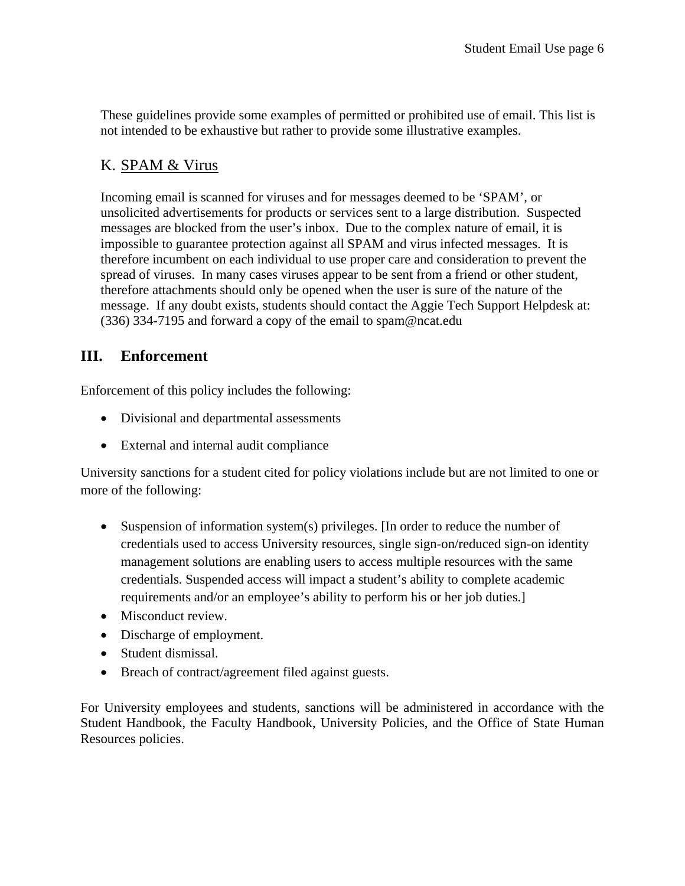These guidelines provide some examples of permitted or prohibited use of email. This list is not intended to be exhaustive but rather to provide some illustrative examples.

### K. SPAM & Virus

Incoming email is scanned for viruses and for messages deemed to be 'SPAM', or unsolicited advertisements for products or services sent to a large distribution. Suspected messages are blocked from the user's inbox. Due to the complex nature of email, it is impossible to guarantee protection against all SPAM and virus infected messages. It is therefore incumbent on each individual to use proper care and consideration to prevent the spread of viruses. In many cases viruses appear to be sent from a friend or other student, therefore attachments should only be opened when the user is sure of the nature of the message. If any doubt exists, students should contact the Aggie Tech Support Helpdesk at: (336) 334-7195 and forward a copy of the email to spam@ncat.edu

## III. Enforcement

Enforcement of this policy includes the following:

- Divisional and departmental assessments
- External and internal audit compliance

University sanctions for a student cited for policy violations include but are not limited to one or more of the following:

- Suspension of information system(s) privileges. [In order to reduce the number of credentials used to access University resources, single sign-on/reduced sign-on identity management solutions are enabling users to access multiple resources with the same credentials. Suspended access will impact a student's ability to complete academic requirements and/or an employee's ability to perform his or her job duties.]
- Misconduct review.
- Discharge of employment.
- Student dismissal.
- Breach of contract/agreement filed against guests.

For University employees and students, sanctions will be administered in accordance with the Student Handbook, the Faculty Handbook, University Policies, and the Office of State Human Resources policies.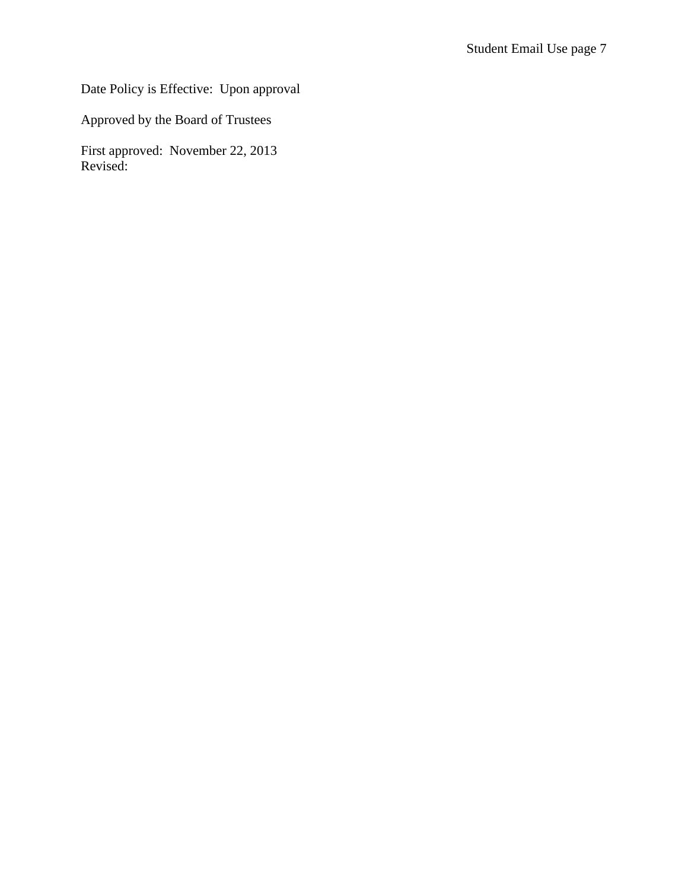Date Policy is Effective: Upon approval

Approved by the Board of Trustees

First approved: November 22, 2013
Revised: